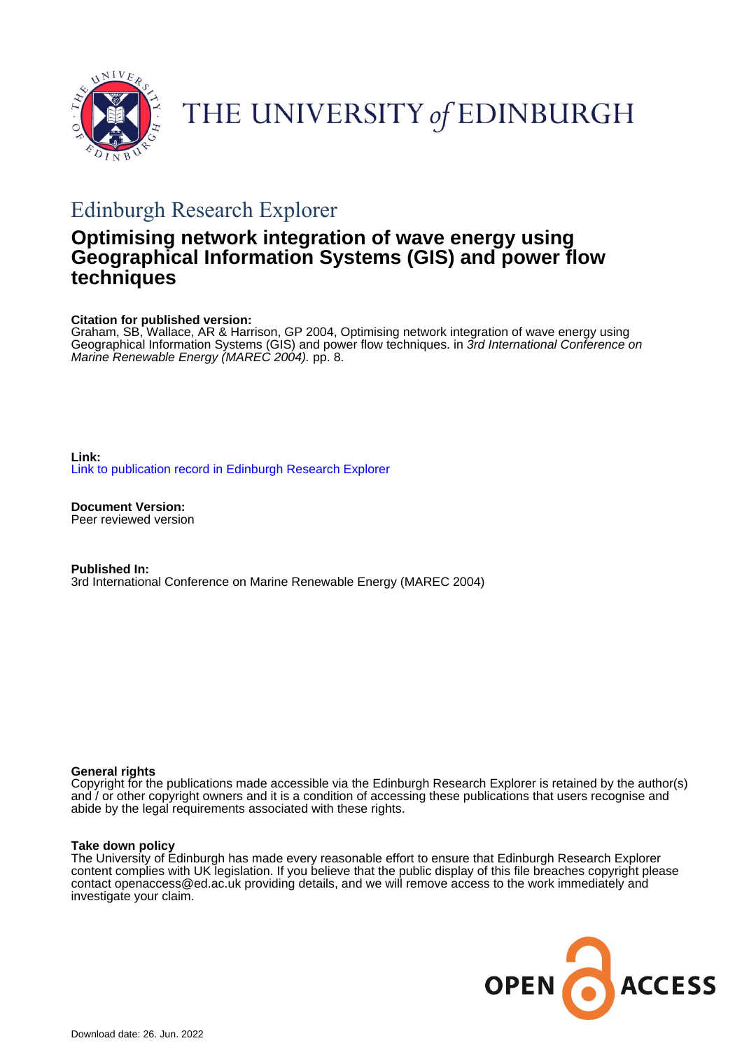THE UNIVERSITY *of* EDINBURGH

## Edinburgh Research Explorer

# Optimising network integration of wave energy using Geographical Information Systems (GIS) and power flow techniques

**Citation for published version:**
Graham, SB, Wallace, AR & Harrison, GP 2004, Optimising network integration of wave energy using Geographical Information Systems (GIS) and power flow techniques. in *3rd International Conference on Marine Renewable Energy (MAREC 2004).* pp. 8.

**Link:**
Link to publication record in Edinburgh Research Explorer

**Document Version:**
Peer reviewed version

**Published In:**
3rd International Conference on Marine Renewable Energy (MAREC 2004)

**General rights**
Copyright for the publications made accessible via the Edinburgh Research Explorer is retained by the author(s) and / or other copyright owners and it is a condition of accessing these publications that users recognise and abide by the legal requirements associated with these rights.

**Take down policy**
The University of Edinburgh has made every reasonable effort to ensure that Edinburgh Research Explorer content complies with UK legislation. If you believe that the public display of this file breaches copyright please contact openaccess@ed.ac.uk providing details, and we will remove access to the work immediately and investigate your claim.

OPEN ACCESS

Download date: 26. Jun. 2022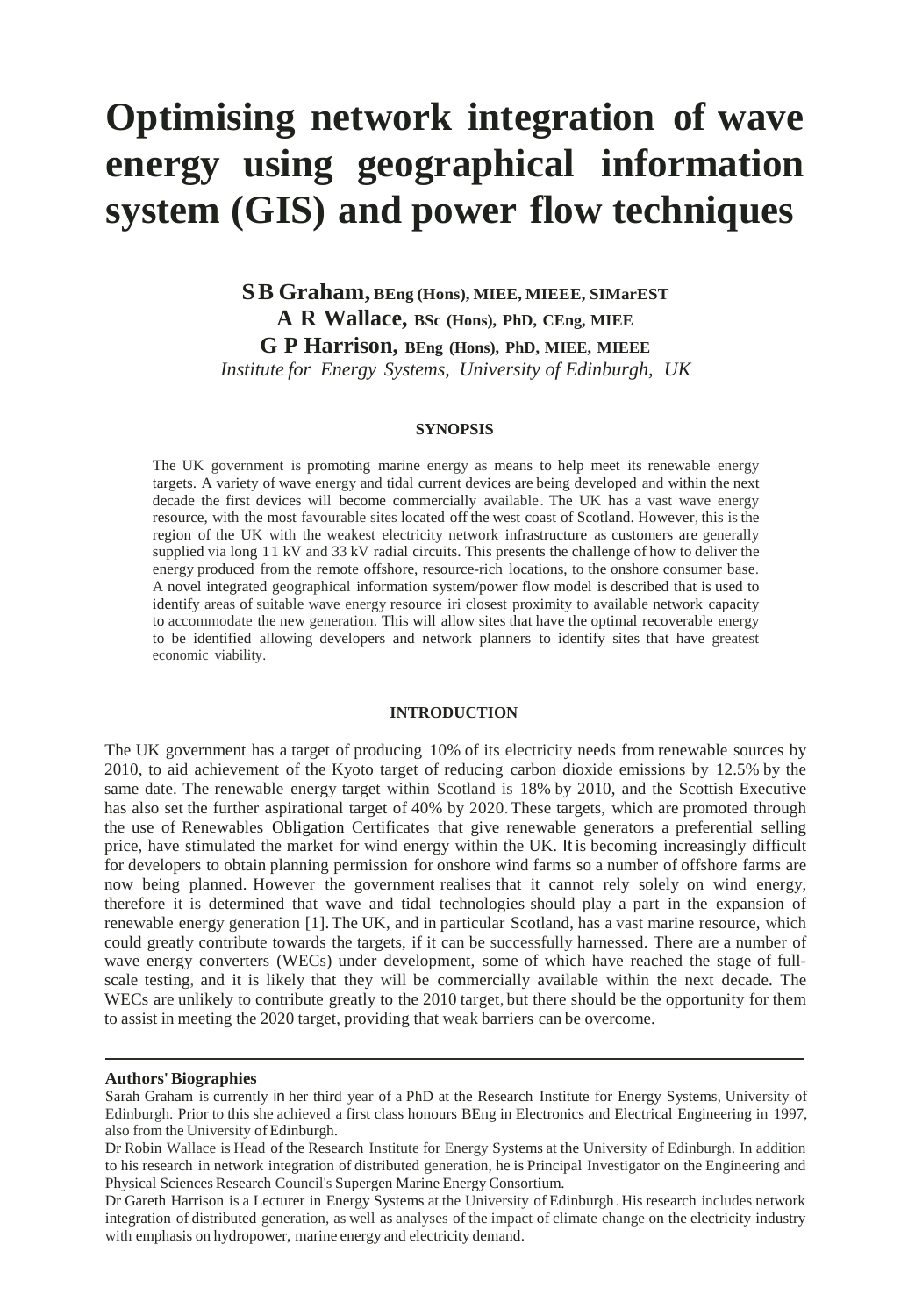# Optimising network integration of wave energy using geographical information system (GIS) and power flow techniques

**S B Graham,** **BEng (Hons), MIEE, MIEEE, SIMarEST**
**A R Wallace,** **BSc (Hons), PhD, CEng, MIEE**
**G P Harrison,** **BEng (Hons), PhD, MIEE, MIEEE**
*Institute for Energy Systems, University of Edinburgh, UK*

## SYNOPSIS

The UK government is promoting marine energy as means to help meet its renewable energy targets. A variety of wave energy and tidal current devices are being developed and within the next decade the first devices will become commercially available. The UK has a vast wave energy resource, with the most favourable sites located off the west coast of Scotland. However, this is the region of the UK with the weakest electricity network infrastructure as customers are generally supplied via long 11 kV and 33 kV radial circuits. This presents the challenge of how to deliver the energy produced from the remote offshore, resource-rich locations, to the onshore consumer base. A novel integrated geographical information system/power flow model is described that is used to identify areas of suitable wave energy resource iri closest proximity to available network capacity to accommodate the new generation. This will allow sites that have the optimal recoverable energy to be identified allowing developers and network planners to identify sites that have greatest economic viability.

## INTRODUCTION

The UK government has a target of producing 10% of its electricity needs from renewable sources by 2010, to aid achievement of the Kyoto target of reducing carbon dioxide emissions by 12.5% by the same date. The renewable energy target within Scotland is 18% by 2010, and the Scottish Executive has also set the further aspirational target of 40% by 2020. These targets, which are promoted through the use of Renewables Obligation Certificates that give renewable generators a preferential selling price, have stimulated the market for wind energy within the UK. It is becoming increasingly difficult for developers to obtain planning permission for onshore wind farms so a number of offshore farms are now being planned. However the government realises that it cannot rely solely on wind energy, therefore it is determined that wave and tidal technologies should play a part in the expansion of renewable energy generation [1]. The UK, and in particular Scotland, has a vast marine resource, which could greatly contribute towards the targets, if it can be successfully harnessed. There are a number of wave energy converters (WECs) under development, some of which have reached the stage of full-scale testing, and it is likely that they will be commercially available within the next decade. The WECs are unlikely to contribute greatly to the 2010 target, but there should be the opportunity for them to assist in meeting the 2020 target, providing that weak barriers can be overcome.

---

**Authors' Biographies**

Sarah Graham is currently in her third year of a PhD at the Research Institute for Energy Systems, University of Edinburgh. Prior to this she achieved a first class honours BEng in Electronics and Electrical Engineering in 1997, also from the University of Edinburgh.

Dr Robin Wallace is Head of the Research Institute for Energy Systems at the University of Edinburgh. In addition to his research in network integration of distributed generation, he is Principal Investigator on the Engineering and Physical Sciences Research Council's Supergen Marine Energy Consortium.

Dr Gareth Harrison is a Lecturer in Energy Systems at the University of Edinburgh. His research includes network integration of distributed generation, as well as analyses of the impact of climate change on the electricity industry with emphasis on hydropower, marine energy and electricity demand.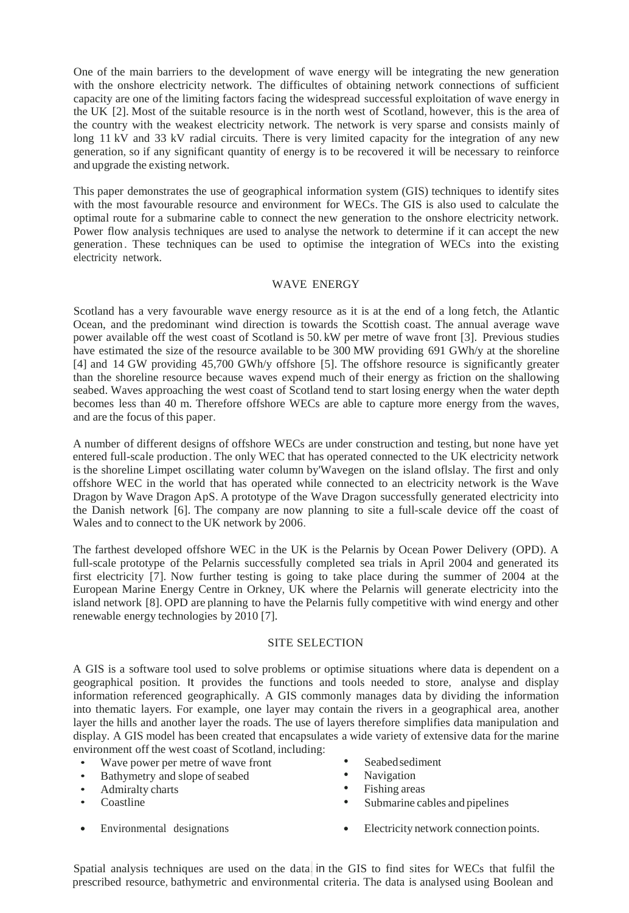One of the main barriers to the development of wave energy will be integrating the new generation with the onshore electricity network. The difficultes of obtaining network connections of sufficient capacity are one of the limiting factors facing the widespread successful exploitation of wave energy in the UK [2]. Most of the suitable resource is in the north west of Scotland, however, this is the area of the country with the weakest electricity network. The network is very sparse and consists mainly of long 11 kV and 33 kV radial circuits. There is very limited capacity for the integration of any new generation, so if any significant quantity of energy is to be recovered it will be necessary to reinforce and upgrade the existing network.

This paper demonstrates the use of geographical information system (GIS) techniques to identify sites with the most favourable resource and environment for WECs. The GIS is also used to calculate the optimal route for a submarine cable to connect the new generation to the onshore electricity network. Power flow analysis techniques are used to analyse the network to determine if it can accept the new generation. These techniques can be used to optimise the integration of WECs into the existing electricity network.

## WAVE ENERGY

Scotland has a very favourable wave energy resource as it is at the end of a long fetch, the Atlantic Ocean, and the predominant wind direction is towards the Scottish coast. The annual average wave power available off the west coast of Scotland is 50. kW per metre of wave front [3]. Previous studies have estimated the size of the resource available to be 300 MW providing 691 GWh/y at the shoreline [4] and 14 GW providing 45,700 GWh/y offshore [5]. The offshore resource is significantly greater than the shoreline resource because waves expend much of their energy as friction on the shallowing seabed. Waves approaching the west coast of Scotland tend to start losing energy when the water depth becomes less than 40 m. Therefore offshore WECs are able to capture more energy from the waves, and are the focus of this paper.

A number of different designs of offshore WECs are under construction and testing, but none have yet entered full-scale production. The only WEC that has operated connected to the UK electricity network is the shoreline Limpet oscillating water column by'Wavegen on the island oflslay. The first and only offshore WEC in the world that has operated while connected to an electricity network is the Wave Dragon by Wave Dragon ApS. A prototype of the Wave Dragon successfully generated electricity into the Danish network [6]. The company are now planning to site a full-scale device off the coast of Wales and to connect to the UK network by 2006.

The farthest developed offshore WEC in the UK is the Pelarnis by Ocean Power Delivery (OPD). A full-scale prototype of the Pelarnis successfully completed sea trials in April 2004 and generated its first electricity [7]. Now further testing is going to take place during the summer of 2004 at the European Marine Energy Centre in Orkney, UK where the Pelarnis will generate electricity into the island network [8]. OPD are planning to have the Pelarnis fully competitive with wind energy and other renewable energy technologies by 2010 [7].

## SITE SELECTION

A GIS is a software tool used to solve problems or optimise situations where data is dependent on a geographical position. It provides the functions and tools needed to store, analyse and display information referenced geographically. A GIS commonly manages data by dividing the information into thematic layers. For example, one layer may contain the rivers in a geographical area, another layer the hills and another layer the roads. The use of layers therefore simplifies data manipulation and display. A GIS model has been created that encapsulates a wide variety of extensive data for the marine environment off the west coast of Scotland, including:

- Wave power per metre of wave front
- Bathymetry and slope of seabed
- Admiralty charts
- Coastline
- Environmental designations
- Seabed sediment
- Navigation
- Fishing areas
- Submarine cables and pipelines
- Electricity network connection points.

Spatial analysis techniques are used on the data in the GIS to find sites for WECs that fulfil the prescribed resource, bathymetric and environmental criteria. The data is analysed using Boolean and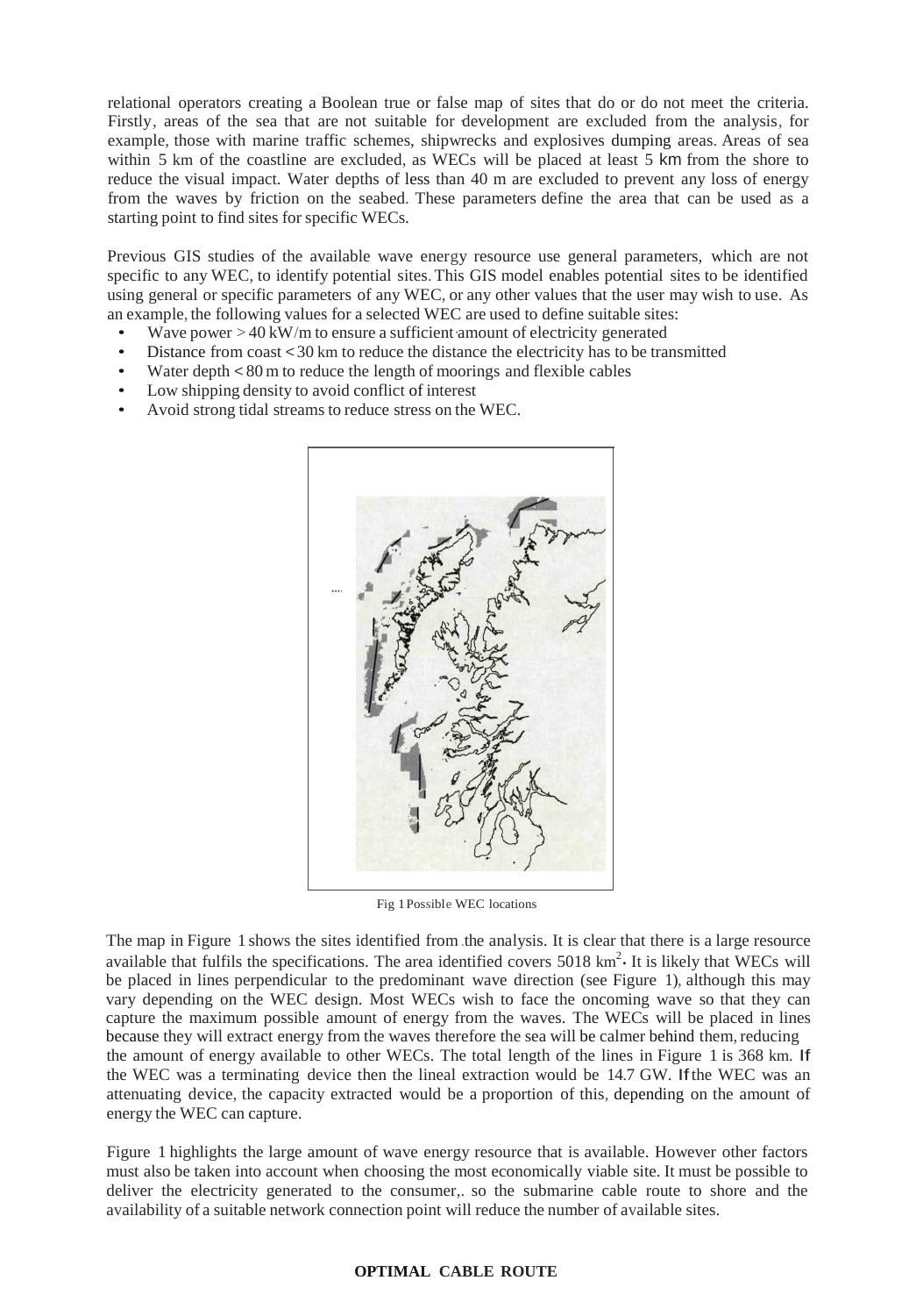relational operators creating a Boolean true or false map of sites that do or do not meet the criteria. Firstly, areas of the sea that are not suitable for development are excluded from the analysis, for example, those with marine traffic schemes, shipwrecks and explosives dumping areas. Areas of sea within 5 km of the coastline are excluded, as WECs will be placed at least 5 km from the shore to reduce the visual impact. Water depths of less than 40 m are excluded to prevent any loss of energy from the waves by friction on the seabed. These parameters define the area that can be used as a starting point to find sites for specific WECs.

Previous GIS studies of the available wave energy resource use general parameters, which are not specific to any WEC, to identify potential sites. This GIS model enables potential sites to be identified using general or specific parameters of any WEC, or any other values that the user may wish to use. As an example, the following values for a selected WEC are used to define suitable sites:

- Wave power > 40 kW/m to ensure a sufficient amount of electricity generated
- Distance from coast < 30 km to reduce the distance the electricity has to be transmitted
- Water depth < 80 m to reduce the length of moorings and flexible cables
- Low shipping density to avoid conflict of interest
- Avoid strong tidal streams to reduce stress on the WEC.

Fig 1 Possible WEC locations

The map in Figure 1 shows the sites identified from the analysis. It is clear that there is a large resource available that fulfils the specifications. The area identified covers 5018 $km^2$. It is likely that WECs will be placed in lines perpendicular to the predominant wave direction (see Figure 1), although this may vary depending on the WEC design. Most WECs wish to face the oncoming wave so that they can capture the maximum possible amount of energy from the waves. The WECs will be placed in lines because they will extract energy from the waves therefore the sea will be calmer behind them, reducing the amount of energy available to other WECs. The total length of the lines in Figure 1 is 368 km. If the WEC was a terminating device then the lineal extraction would be 14.7 GW. If the WEC was an attenuating device, the capacity extracted would be a proportion of this, depending on the amount of energy the WEC can capture.

Figure 1 highlights the large amount of wave energy resource that is available. However other factors must also be taken into account when choosing the most economically viable site. It must be possible to deliver the electricity generated to the consumer, so the submarine cable route to shore and the availability of a suitable network connection point will reduce the number of available sites.

## OPTIMAL CABLE ROUTE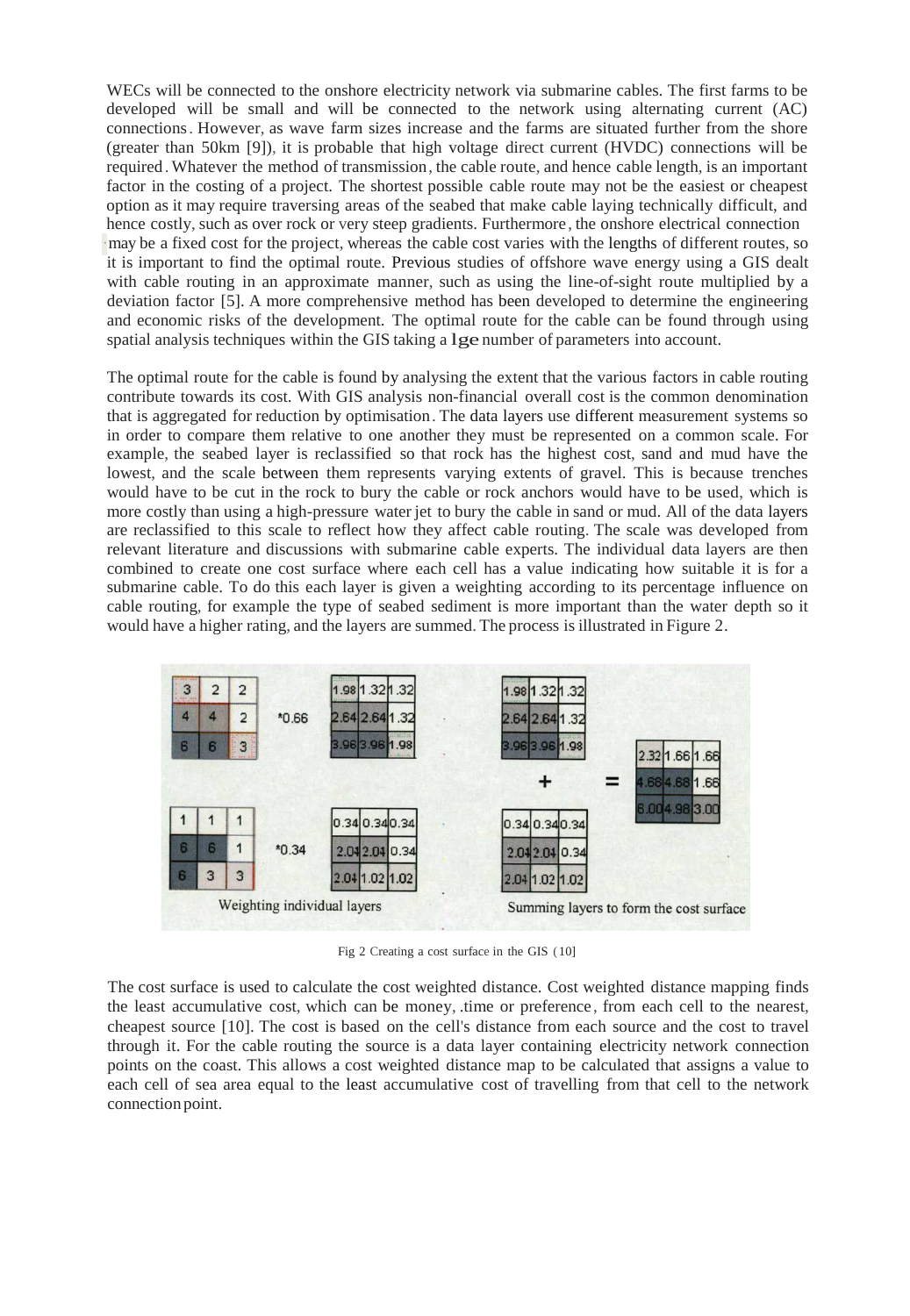WECs will be connected to the onshore electricity network via submarine cables. The first farms to be developed will be small and will be connected to the network using alternating current (AC) connections. However, as wave farm sizes increase and the farms are situated further from the shore (greater than 50km [9]), it is probable that high voltage direct current (HVDC) connections will be required. Whatever the method of transmission, the cable route, and hence cable length, is an important factor in the costing of a project. The shortest possible cable route may not be the easiest or cheapest option as it may require traversing areas of the seabed that make cable laying technically difficult, and hence costly, such as over rock or very steep gradients. Furthermore, the onshore electrical connection may be a fixed cost for the project, whereas the cable cost varies with the lengths of different routes, so it is important to find the optimal route. Previous studies of offshore wave energy using a GIS dealt with cable routing in an approximate manner, such as using the line-of-sight route multiplied by a deviation factor [5]. A more comprehensive method has been developed to determine the engineering and economic risks of the development. The optimal route for the cable can be found through using spatial analysis techniques within the GIS taking a lge number of parameters into account.

The optimal route for the cable is found by analysing the extent that the various factors in cable routing contribute towards its cost. With GIS analysis non-financial overall cost is the common denomination that is aggregated for reduction by optimisation. The data layers use different measurement systems so in order to compare them relative to one another they must be represented on a common scale. For example, the seabed layer is reclassified so that rock has the highest cost, sand and mud have the lowest, and the scale between them represents varying extents of gravel. This is because trenches would have to be cut in the rock to bury the cable or rock anchors would have to be used, which is more costly than using a high-pressure water jet to bury the cable in sand or mud. All of the data layers are reclassified to this scale to reflect how they affect cable routing. The scale was developed from relevant literature and discussions with submarine cable experts. The individual data layers are then combined to create one cost surface where each cell has a value indicating how suitable it is for a submarine cable. To do this each layer is given a weighting according to its percentage influence on cable routing, for example the type of seabed sediment is more important than the water depth so it would have a higher rating, and the layers are summed. The process is illustrated in Figure 2.

Fig 2 Creating a cost surface in the GIS (10]

The cost surface is used to calculate the cost weighted distance. Cost weighted distance mapping finds the least accumulative cost, which can be money, time or preference, from each cell to the nearest, cheapest source [10]. The cost is based on the cell's distance from each source and the cost to travel through it. For the cable routing the source is a data layer containing electricity network connection points on the coast. This allows a cost weighted distance map to be calculated that assigns a value to each cell of sea area equal to the least accumulative cost of travelling from that cell to the network connection point.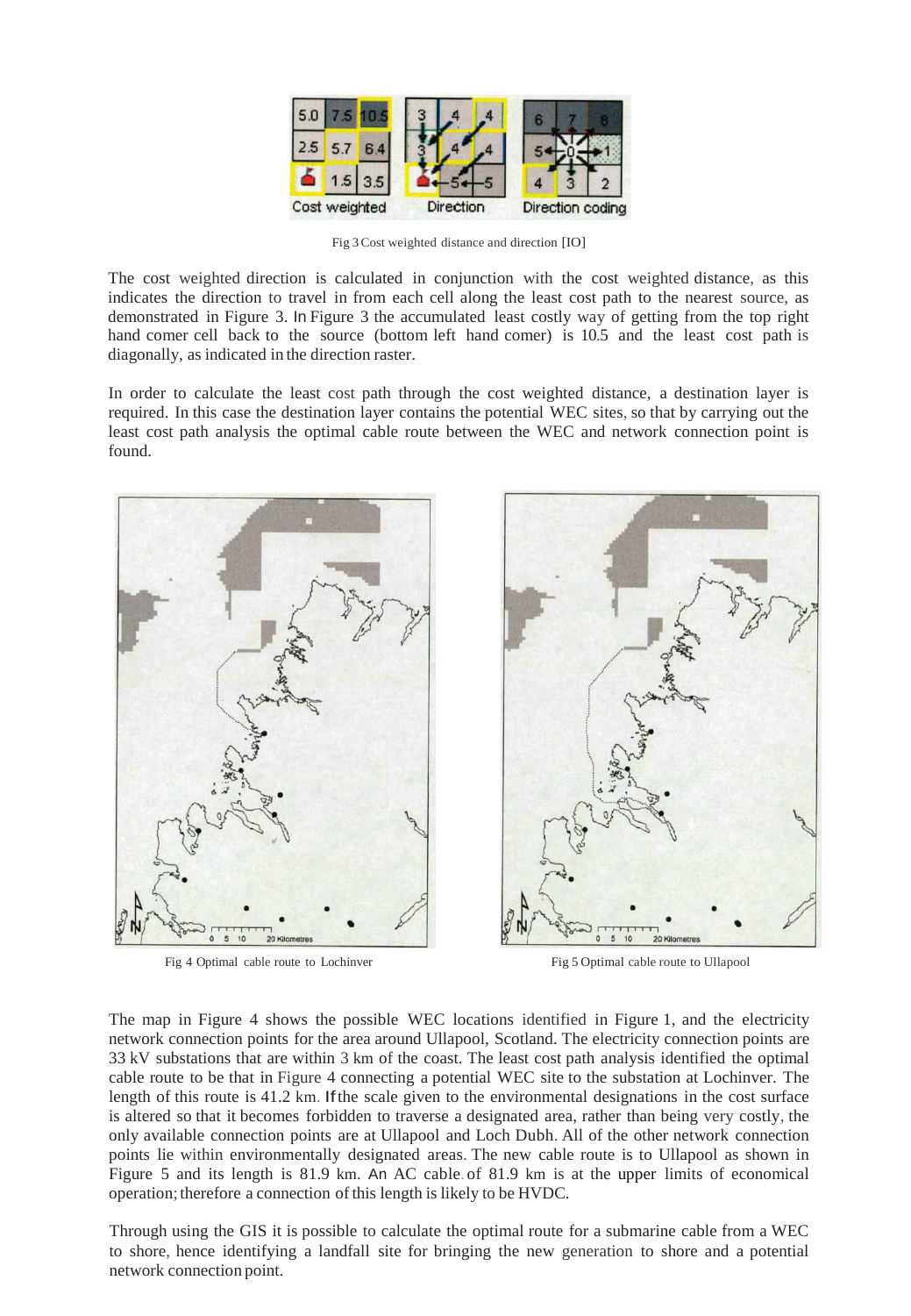Fig 3 Cost weighted distance and direction [IO]

The cost weighted direction is calculated in conjunction with the cost weighted distance, as this indicates the direction to travel in from each cell along the least cost path to the nearest source, as demonstrated in Figure 3. In Figure 3 the accumulated least costly way of getting from the top right hand comer cell back to the source (bottom left hand comer) is 10.5 and the least cost path is diagonally, as indicated in the direction raster.

In order to calculate the least cost path through the cost weighted distance, a destination layer is required. In this case the destination layer contains the potential WEC sites, so that by carrying out the least cost path analysis the optimal cable route between the WEC and network connection point is found.

Fig 4 Optimal cable route to Lochinver

Fig 5 Optimal cable route to Ullapool

The map in Figure 4 shows the possible WEC locations identified in Figure 1, and the electricity network connection points for the area around Ullapool, Scotland. The electricity connection points are 33 kV substations that are within 3 km of the coast. The least cost path analysis identified the optimal cable route to be that in Figure 4 connecting a potential WEC site to the substation at Lochinver. The length of this route is 41.2 km. If the scale given to the environmental designations in the cost surface is altered so that it becomes forbidden to traverse a designated area, rather than being very costly, the only available connection points are at Ullapool and Loch Dubh. All of the other network connection points lie within environmentally designated areas. The new cable route is to Ullapool as shown in Figure 5 and its length is 81.9 km. An AC cable of 81.9 km is at the upper limits of economical operation; therefore a connection of this length is likely to be HVDC.

Through using the GIS it is possible to calculate the optimal route for a submarine cable from a WEC to shore, hence identifying a landfall site for bringing the new generation to shore and a potential network connection point.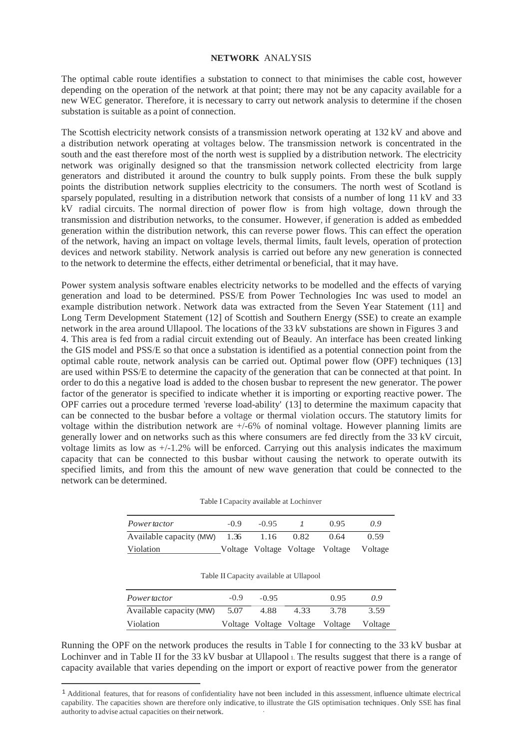## **NETWORK** ANALYSIS

The optimal cable route identifies a substation to connect to that minimises the cable cost, however depending on the operation of the network at that point; there may not be any capacity available for a new WEC generator. Therefore, it is necessary to carry out network analysis to determine if the chosen substation is suitable as a point of connection.

The Scottish electricity network consists of a transmission network operating at 132 kV and above and a distribution network operating at voltages below. The transmission network is concentrated in the south and the east therefore most of the north west is supplied by a distribution network. The electricity network was originally designed so that the transmission network collected electricity from large generators and distributed it around the country to bulk supply points. From these the bulk supply points the distribution network supplies electricity to the consumers. The north west of Scotland is sparsely populated, resulting in a distribution network that consists of a number of long 11 kV and 33 kV radial circuits. The normal direction of power flow is from high voltage, down through the transmission and distribution networks, to the consumer. However, if generation is added as embedded generation within the distribution network, this can reverse power flows. This can effect the operation of the network, having an impact on voltage levels, thermal limits, fault levels, operation of protection devices and network stability. Network analysis is carried out before any new generation is connected to the network to determine the effects, either detrimental or beneficial, that it may have.

Power system analysis software enables electricity networks to be modelled and the effects of varying generation and load to be determined. PSS/E from Power Technologies Inc was used to model an example distribution network. Network data was extracted from the Seven Year Statement (11] and Long Term Development Statement (12] of Scottish and Southern Energy (SSE) to create an example network in the area around Ullapool. The locations of the 33 kV substations are shown in Figures 3 and 4. This area is fed from a radial circuit extending out of Beauly. An interface has been created linking the GIS model and PSS/E so that once a substation is identified as a potential connection point from the optimal cable route, network analysis can be carried out. Optimal power flow (OPF) techniques (13] are used within PSS/E to determine the capacity of the generation that can be connected at that point. In order to do this a negative load is added to the chosen busbar to represent the new generator. The power factor of the generator is specified to indicate whether it is importing or exporting reactive power. The OPF carries out a procedure termed 'reverse load-ability' (13] to determine the maximum capacity that can be connected to the busbar before a voltage or thermal violation occurs. The statutory limits for voltage within the distribution network are +/-6% of nominal voltage. However planning limits are generally lower and on networks such as this where consumers are fed directly from the 33 kV circuit, voltage limits as low as +/-1.2% will be enforced. Carrying out this analysis indicates the maximum capacity that can be connected to this busbar without causing the network to operate outwith its specified limits, and from this the amount of new wave generation that could be connected to the network can be determined.

Table I Capacity available at Lochinver

| *Power tactor* | -0.9 | -0.95 | *1* | 0.95 | *0.9* |
|---|---|---|---|---|---|
| Available capacity (MW) | 1.36 | 1.16 | 0.82 | 0.64 | 0.59 |
| Violation | Voltage | Voltage | Voltage | Voltage | Voltage |

Table II Capacity available at Ullapool

| *Power tactor* | -0.9 | -0.95 | | 0.95 | *0.9* |
|---|---|---|---|---|---|
| Available capacity (MW) | 5.07 | 4.88 | 4.33 | 3.78 | 3.59 |
| Violation | Voltage | Voltage | Voltage | Voltage | Voltage |

Running the OPF on the network produces the results in Table I for connecting to the 33 kV busbar at Lochinver and in Table II for the 33 kV busbar at Ullapool [1]. The results suggest that there is a range of capacity available that varies depending on the import or export of reactive power from the generator

---

[1] Additional features, that for reasons of confidentiality have not been included in this assessment, influence ultimate electrical capability. The capacities shown are therefore only indicative, to illustrate the GIS optimisation techniques. Only SSE has final authority to advise actual capacities on their network.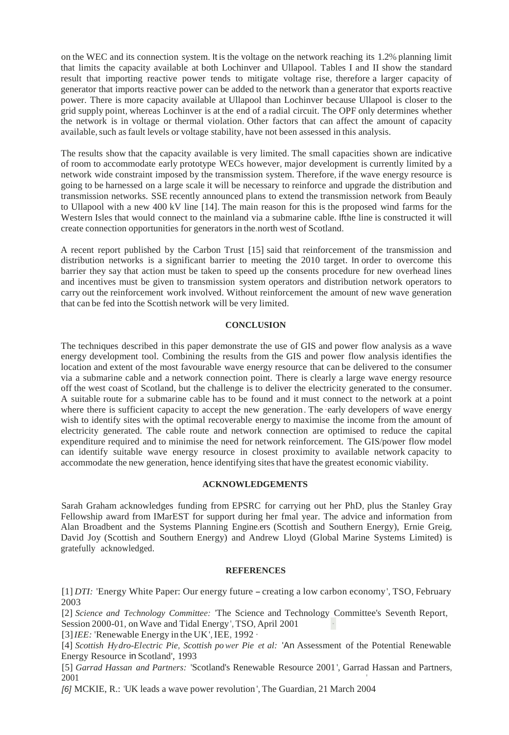on the WEC and its connection system. It is the voltage on the network reaching its 1.2% planning limit that limits the capacity available at both Lochinver and Ullapool. Tables I and II show the standard result that importing reactive power tends to mitigate voltage rise, therefore a larger capacity of generator that imports reactive power can be added to the network than a generator that exports reactive power. There is more capacity available at Ullapool than Lochinver because Ullapool is closer to the grid supply point, whereas Lochinver is at the end of a radial circuit. The OPF only determines whether the network is in voltage or thermal violation. Other factors that can affect the amount of capacity available, such as fault levels or voltage stability, have not been assessed in this analysis.

The results show that the capacity available is very limited. The small capacities shown are indicative of room to accommodate early prototype WECs however, major development is currently limited by a network wide constraint imposed by the transmission system. Therefore, if the wave energy resource is going to be harnessed on a large scale it will be necessary to reinforce and upgrade the distribution and transmission networks. SSE recently announced plans to extend the transmission network from Beauly to Ullapool with a new 400 kV line [14]. The main reason for this is the proposed wind farms for the Western Isles that would connect to the mainland via a submarine cable. If the line is constructed it will create connection opportunities for generators in the north west of Scotland.

A recent report published by the Carbon Trust [15] said that reinforcement of the transmission and distribution networks is a significant barrier to meeting the 2010 target. In order to overcome this barrier they say that action must be taken to speed up the consents procedure for new overhead lines and incentives must be given to transmission system operators and distribution network operators to carry out the reinforcement work involved. Without reinforcement the amount of new wave generation that can be fed into the Scottish network will be very limited.

## CONCLUSION

The techniques described in this paper demonstrate the use of GIS and power flow analysis as a wave energy development tool. Combining the results from the GIS and power flow analysis identifies the location and extent of the most favourable wave energy resource that can be delivered to the consumer via a submarine cable and a network connection point. There is clearly a large wave energy resource off the west coast of Scotland, but the challenge is to deliver the electricity generated to the consumer. A suitable route for a submarine cable has to be found and it must connect to the network at a point where there is sufficient capacity to accept the new generation. The early developers of wave energy wish to identify sites with the optimal recoverable energy to maximise the income from the amount of electricity generated. The cable route and network connection are optimised to reduce the capital expenditure required and to minimise the need for network reinforcement. The GIS/power flow model can identify suitable wave energy resource in closest proximity to available network capacity to accommodate the new generation, hence identifying sites that have the greatest economic viability.

## ACKNOWLEDGEMENTS

Sarah Graham acknowledges funding from EPSRC for carrying out her PhD, plus the Stanley Gray Fellowship award from IMarEST for support during her fmal year. The advice and information from Alan Broadbent and the Systems Planning Engineers (Scottish and Southern Energy), Ernie Greig, David Joy (Scottish and Southern Energy) and Andrew Lloyd (Global Marine Systems Limited) is gratefully acknowledged.

## REFERENCES

[1] *DTI:* 'Energy White Paper: Our energy future – creating a low carbon economy', TSO, February 2003

[2] *Science and Technology Committee:* 'The Science and Technology Committee's Seventh Report, Session 2000-01, on Wave and Tidal Energy', TSO, April 2001

[3] *IEE:* 'Renewable Energy in the UK', IEE, 1992

[4] *Scottish Hydro-Electric Pic, Scottish power Pie et al:* 'An Assessment of the Potential Renewable Energy Resource in Scotland', 1993

[5] *Garrad Hassan and Partners:* 'Scotland's Renewable Resource 2001', Garrad Hassan and Partners, 2001

*[6]* MCKIE, R.: 'UK leads a wave power revolution', The Guardian, 21 March 2004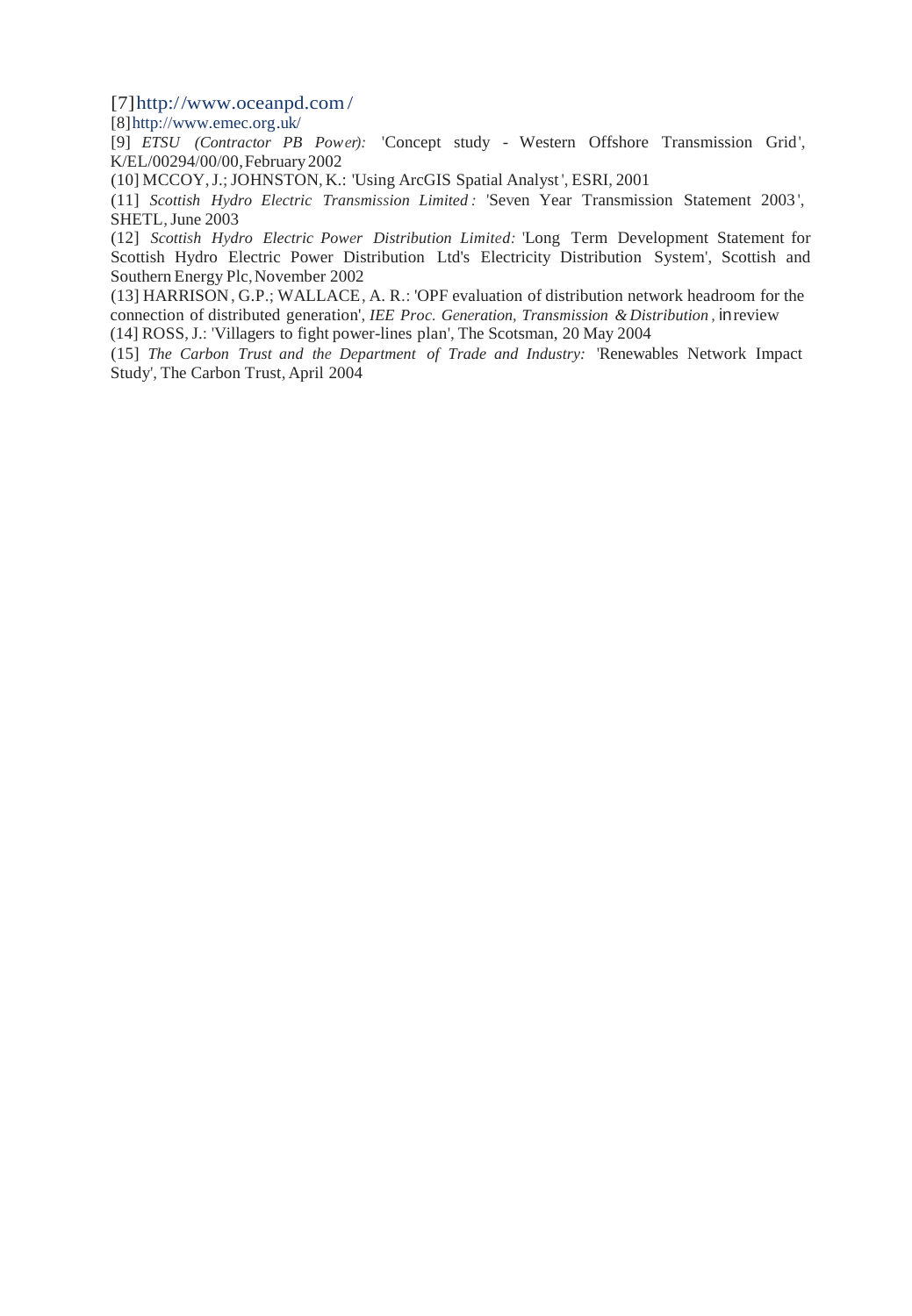[7] http://www.oceanpd.com/

[8] http://www.emec.org.uk/

[9] *ETSU (Contractor PB Power):* 'Concept study - Western Offshore Transmission Grid', K/EL/00294/00/00, February 2002

(10] MCCOY, J.; JOHNSTON, K.: 'Using ArcGIS Spatial Analyst', ESRI, 2001

(11] *Scottish Hydro Electric Transmission Limited:* 'Seven Year Transmission Statement 2003', SHETL, June 2003

(12] *Scottish Hydro Electric Power Distribution Limited:* 'Long Term Development Statement for Scottish Hydro Electric Power Distribution Ltd's Electricity Distribution System', Scottish and Southern Energy Plc, November 2002

(13] HARRISON, G.P.; WALLACE, A. R.: 'OPF evaluation of distribution network headroom for the connection of distributed generation', *IEE Proc. Generation, Transmission & Distribution*, in review

(14] ROSS, J.: 'Villagers to fight power-lines plan', The Scotsman, 20 May 2004

(15] *The Carbon Trust and the Department of Trade and Industry:* 'Renewables Network Impact Study', The Carbon Trust, April 2004